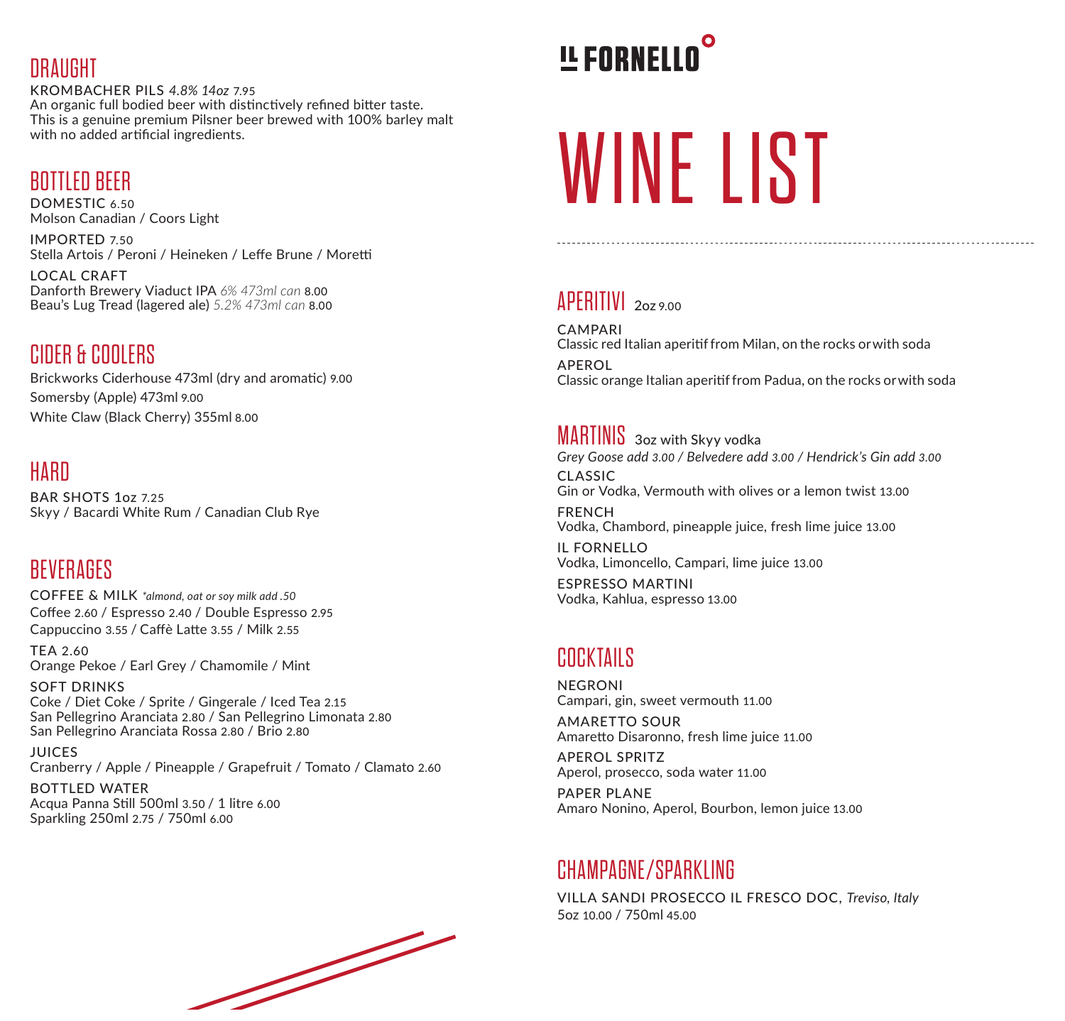## DRAUGHT

KROMBACHER PILS *4.8% 14oz* 7.95
An organic full bodied beer with distinctively refined bitter taste. This is a genuine premium Pilsner beer brewed with 100% barley malt with no added artificial ingredients.

## BOTTLED BEER

DOMESTIC 6.50
Molson Canadian / Coors Light

IMPORTED 7.50
Stella Artois / Peroni / Heineken / Leffe Brune / Moretti

LOCAL CRAFT
Danforth Brewery Viaduct IPA *6% 473ml can* 8.00
Beau's Lug Tread (lagered ale) *5.2% 473ml can* 8.00

## CIDER & COOLERS

Brickworks Ciderhouse 473ml (dry and aromatic) 9.00

Somersby (Apple) 473ml 9.00

White Claw (Black Cherry) 355ml 8.00

## HARD

BAR SHOTS 1oz 7.25
Skyy / Bacardi White Rum / Canadian Club Rye

## BEVERAGES

COFFEE & MILK *\*almond, oat or soy milk add .50*
Coffee 2.60 / Espresso 2.40 / Double Espresso 2.95
Cappuccino 3.55 / Caffè Latte 3.55 / Milk 2.55

TEA 2.60
Orange Pekoe / Earl Grey / Chamomile / Mint

SOFT DRINKS
Coke / Diet Coke / Sprite / Gingerale / Iced Tea 2.15
San Pellegrino Aranciata 2.80 / San Pellegrino Limonata 2.80
San Pellegrino Aranciata Rossa 2.80 / Brio 2.80

JUICES
Cranberry / Apple / Pineapple / Grapefruit / Tomato / Clamato 2.60

BOTTLED WATER
Acqua Panna Still 500ml 3.50 / 1 litre 6.00
Sparkling 250ml 2.75 / 750ml 6.00

# IL FORNELLO

# WINE LIST

## APERITIVI 2oz 9.00

CAMPARI
Classic red Italian aperitif from Milan, on the rocks or with soda

APEROL
Classic orange Italian aperitif from Padua, on the rocks or with soda

## MARTINIS 3oz with Skyy vodka

*Grey Goose add 3.00 / Belvedere add 3.00 / Hendrick's Gin add 3.00*

CLASSIC
Gin or Vodka, Vermouth with olives or a lemon twist 13.00

FRENCH
Vodka, Chambord, pineapple juice, fresh lime juice 13.00

IL FORNELLO
Vodka, Limoncello, Campari, lime juice 13.00

ESPRESSO MARTINI
Vodka, Kahlua, espresso 13.00

## COCKTAILS

NEGRONI
Campari, gin, sweet vermouth 11.00

AMARETTO SOUR
Amaretto Disaronno, fresh lime juice 11.00

APEROL SPRITZ
Aperol, prosecco, soda water 11.00

PAPER PLANE
Amaro Nonino, Aperol, Bourbon, lemon juice 13.00

## CHAMPAGNE/SPARKLING

VILLA SANDI PROSECCO IL FRESCO DOC, *Treviso, Italy*
5oz 10.00 / 750ml 45.00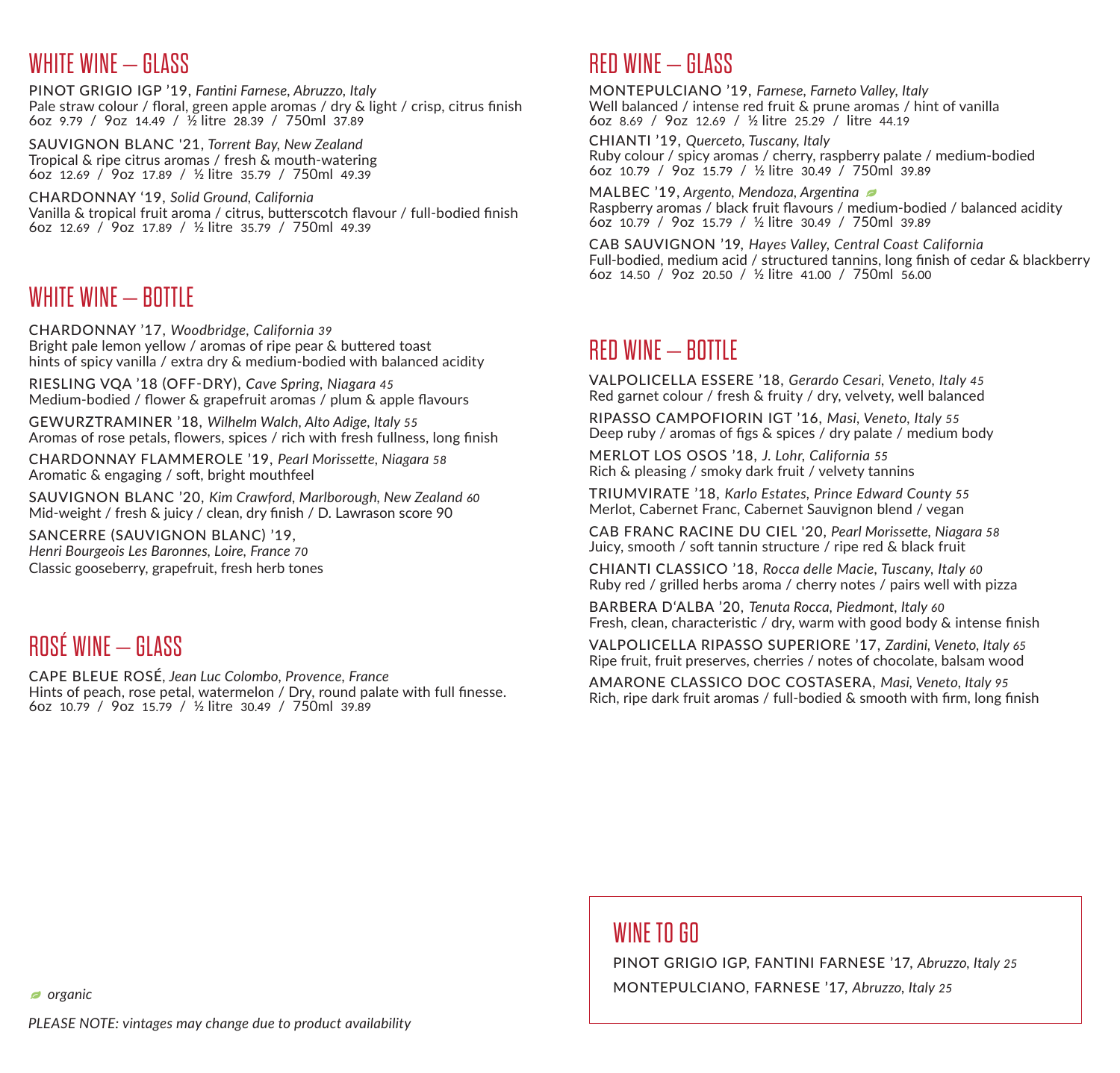## WHITE WINE — GLASS

PINOT GRIGIO IGP '19, *Fantini Farnese, Abruzzo, Italy*
Pale straw colour / floral, green apple aromas / dry & light / crisp, citrus finish
6oz 9.79 / 9oz 14.49 / ½ litre 28.39 / 750ml 37.89

SAUVIGNON BLANC '21, *Torrent Bay, New Zealand*
Tropical & ripe citrus aromas / fresh & mouth-watering
6oz 12.69 / 9oz 17.89 / ½ litre 35.79 / 750ml 49.39

CHARDONNAY '19, *Solid Ground, California*
Vanilla & tropical fruit aroma / citrus, butterscotch flavour / full-bodied finish
6oz 12.69 / 9oz 17.89 / ½ litre 35.79 / 750ml 49.39

## WHITE WINE — BOTTLE

CHARDONNAY '17, *Woodbridge, California 39*
Bright pale lemon yellow / aromas of ripe pear & buttered toast
hints of spicy vanilla / extra dry & medium-bodied with balanced acidity

RIESLING VQA '18 (OFF-DRY), *Cave Spring, Niagara 45*
Medium-bodied / flower & grapefruit aromas / plum & apple flavours

GEWURZTRAMINER '18, *Wilhelm Walch, Alto Adige, Italy 55*
Aromas of rose petals, flowers, spices / rich with fresh fullness, long finish

CHARDONNAY FLAMMEROLE '19, *Pearl Morissette, Niagara 58*
Aromatic & engaging / soft, bright mouthfeel

SAUVIGNON BLANC '20, *Kim Crawford, Marlborough, New Zealand 60*
Mid-weight / fresh & juicy / clean, dry finish / D. Lawrason score 90

SANCERRE (SAUVIGNON BLANC) '19,
*Henri Bourgeois Les Baronnes, Loire, France 70*
Classic gooseberry, grapefruit, fresh herb tones

## ROSÉ WINE — GLASS

CAPE BLEUE ROSÉ, *Jean Luc Colombo, Provence, France*
Hints of peach, rose petal, watermelon / Dry, round palate with full finesse.
6oz 10.79 / 9oz 15.79 / ½ litre 30.49 / 750ml 39.89

## RED WINE — GLASS

MONTEPULCIANO '19, *Farnese, Farneto Valley, Italy*
Well balanced / intense red fruit & prune aromas / hint of vanilla
6oz 8.69 / 9oz 12.69 / ½ litre 25.29 / litre 44.19

CHIANTI '19, *Querceto, Tuscany, Italy*
Ruby colour / spicy aromas / cherry, raspberry palate / medium-bodied
6oz 10.79 / 9oz 15.79 / ½ litre 30.49 / 750ml 39.89

MALBEC '19, *Argento, Mendoza, Argentina* (organic)
Raspberry aromas / black fruit flavours / medium-bodied / balanced acidity
6oz 10.79 / 9oz 15.79 / ½ litre 30.49 / 750ml 39.89

CAB SAUVIGNON '19, *Hayes Valley, Central Coast California*
Full-bodied, medium acid / structured tannins, long finish of cedar & blackberry
6oz 14.50 / 9oz 20.50 / ½ litre 41.00 / 750ml 56.00

## RED WINE — BOTTLE

VALPOLICELLA ESSERE '18, *Gerardo Cesari, Veneto, Italy 45*
Red garnet colour / fresh & fruity / dry, velvety, well balanced

RIPASSO CAMPOFIORIN IGT '16, *Masi, Veneto, Italy 55*
Deep ruby / aromas of figs & spices / dry palate / medium body

MERLOT LOS OSOS '18, *J. Lohr, California 55*
Rich & pleasing / smoky dark fruit / velvety tannins

TRIUMVIRATE '18, *Karlo Estates, Prince Edward County 55*
Merlot, Cabernet Franc, Cabernet Sauvignon blend / vegan

CAB FRANC RACINE DU CIEL '20, *Pearl Morissette, Niagara 58*
Juicy, smooth / soft tannin structure / ripe red & black fruit

CHIANTI CLASSICO '18, *Rocca delle Macie, Tuscany, Italy 60*
Ruby red / grilled herbs aroma / cherry notes / pairs well with pizza

BARBERA D'ALBA '20, *Tenuta Rocca, Piedmont, Italy 60*
Fresh, clean, characteristic / dry, warm with good body & intense finish

VALPOLICELLA RIPASSO SUPERIORE '17, *Zardini, Veneto, Italy 65*
Ripe fruit, fruit preserves, cherries / notes of chocolate, balsam wood

AMARONE CLASSICO DOC COSTASERA, *Masi, Veneto, Italy 95*
Rich, ripe dark fruit aromas / full-bodied & smooth with firm, long finish

## WINE TO GO

PINOT GRIGIO IGP, FANTINI FARNESE '17, *Abruzzo, Italy 25*

MONTEPULCIANO, FARNESE '17, *Abruzzo, Italy 25*

*organic*

*PLEASE NOTE: vintages may change due to product availability*